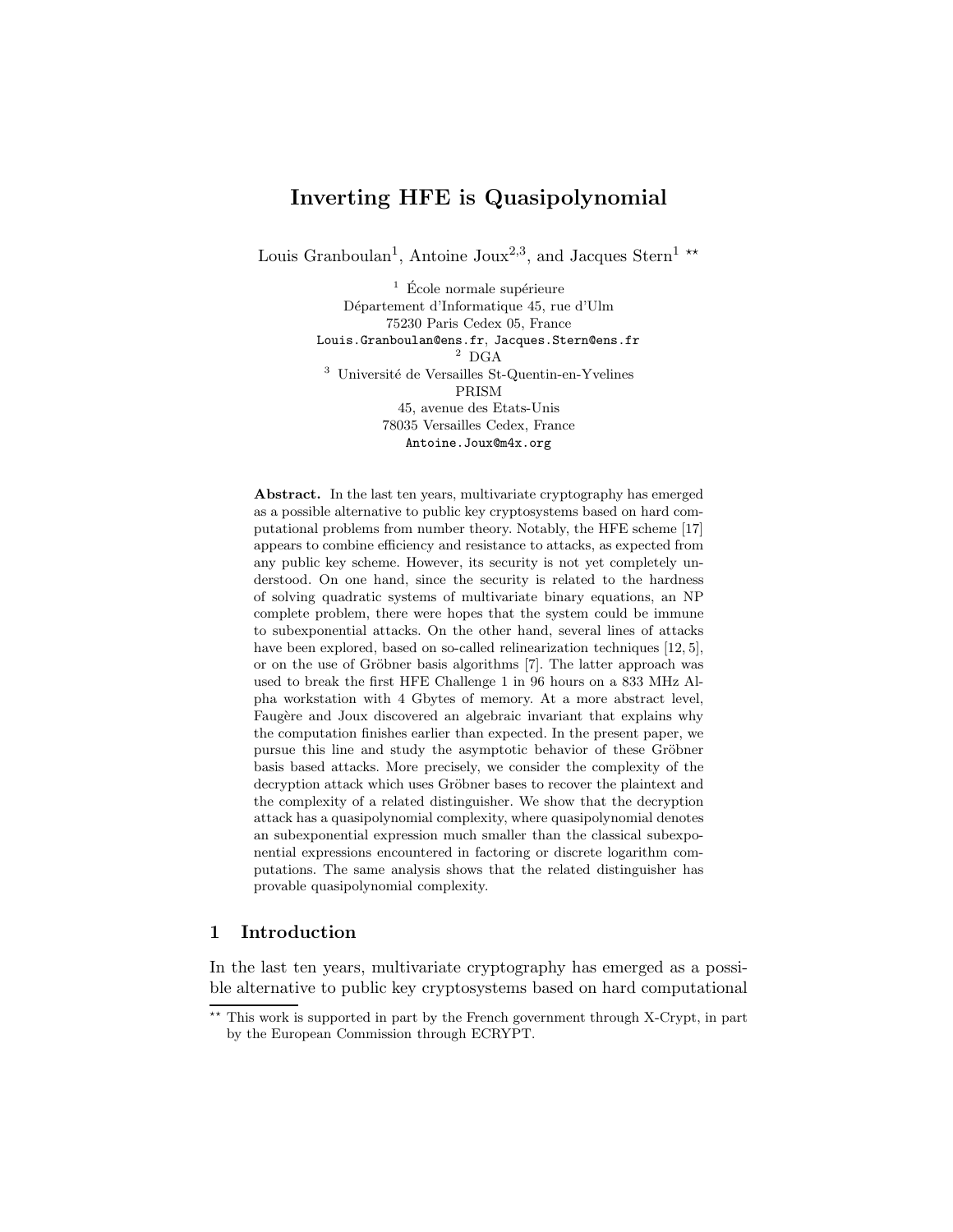# Inverting HFE is Quasipolynomial

Louis Granboulan[1], Antoine Joux[2,3], and Jacques Stern[1] **

[1] École normale supérieure
Département d'Informatique 45, rue d'Ulm
75230 Paris Cedex 05, France
Louis.Granboulan@ens.fr, Jacques.Stern@ens.fr

[2] DGA

[3] Université de Versailles St-Quentin-en-Yvelines
PRISM
45, avenue des Etats-Unis
78035 Versailles Cedex, France
Antoine.Joux@m4x.org

**Abstract.** In the last ten years, multivariate cryptography has emerged as a possible alternative to public key cryptosystems based on hard computational problems from number theory. Notably, the HFE scheme [17] appears to combine efficiency and resistance to attacks, as expected from any public key scheme. However, its security is not yet completely understood. On one hand, since the security is related to the hardness of solving quadratic systems of multivariate binary equations, an NP complete problem, there were hopes that the system could be immune to subexponential attacks. On the other hand, several lines of attacks have been explored, based on so-called relinearization techniques [12, 5], or on the use of Gröbner basis algorithms [7]. The latter approach was used to break the first HFE Challenge 1 in 96 hours on a 833 MHz Alpha workstation with 4 Gbytes of memory. At a more abstract level, Faugère and Joux discovered an algebraic invariant that explains why the computation finishes earlier than expected. In the present paper, we pursue this line and study the asymptotic behavior of these Gröbner basis based attacks. More precisely, we consider the complexity of the decryption attack which uses Gröbner bases to recover the plaintext and the complexity of a related distinguisher. We show that the decryption attack has a quasipolynomial complexity, where quasipolynomial denotes an subexponential expression much smaller than the classical subexponential expressions encountered in factoring or discrete logarithm computations. The same analysis shows that the related distinguisher has provable quasipolynomial complexity.

## 1 Introduction

In the last ten years, multivariate cryptography has emerged as a possible alternative to public key cryptosystems based on hard computational

** This work is supported in part by the French government through X-Crypt, in part by the European Commission through ECRYPT.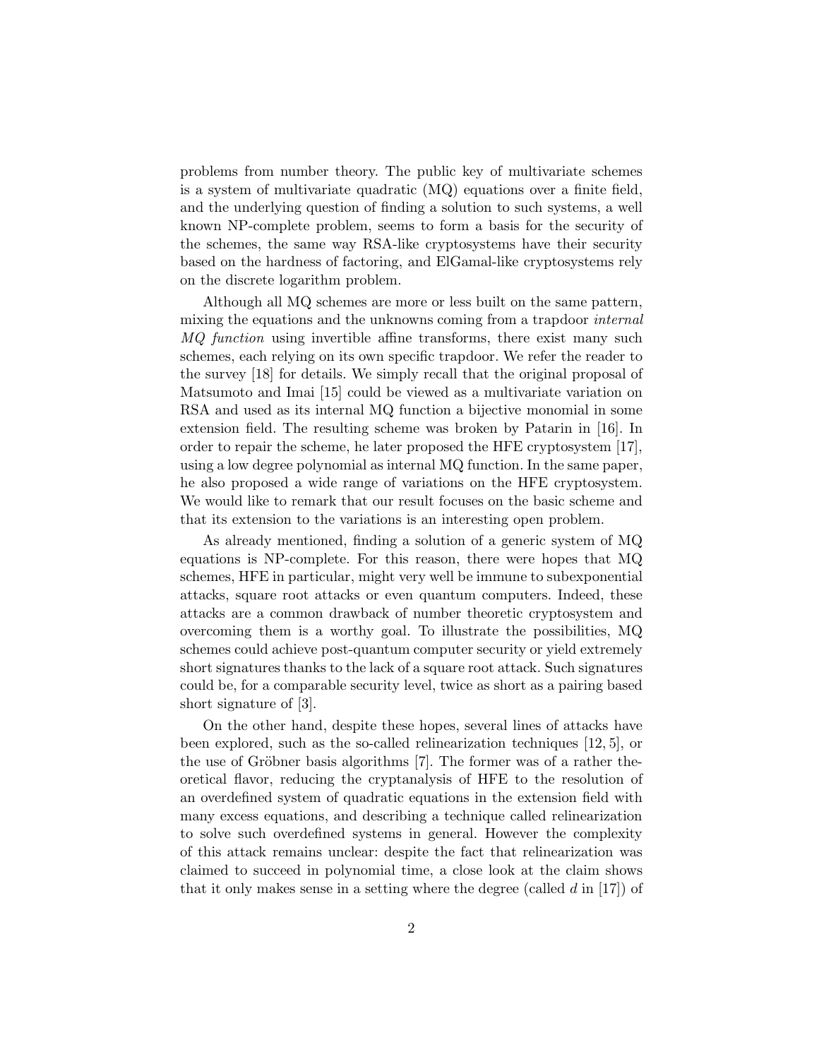problems from number theory. The public key of multivariate schemes is a system of multivariate quadratic (MQ) equations over a finite field, and the underlying question of finding a solution to such systems, a well known NP-complete problem, seems to form a basis for the security of the schemes, the same way RSA-like cryptosystems have their security based on the hardness of factoring, and ElGamal-like cryptosystems rely on the discrete logarithm problem.

Although all MQ schemes are more or less built on the same pattern, mixing the equations and the unknowns coming from a trapdoor *internal MQ function* using invertible affine transforms, there exist many such schemes, each relying on its own specific trapdoor. We refer the reader to the survey [18] for details. We simply recall that the original proposal of Matsumoto and Imai [15] could be viewed as a multivariate variation on RSA and used as its internal MQ function a bijective monomial in some extension field. The resulting scheme was broken by Patarin in [16]. In order to repair the scheme, he later proposed the HFE cryptosystem [17], using a low degree polynomial as internal MQ function. In the same paper, he also proposed a wide range of variations on the HFE cryptosystem. We would like to remark that our result focuses on the basic scheme and that its extension to the variations is an interesting open problem.

As already mentioned, finding a solution of a generic system of MQ equations is NP-complete. For this reason, there were hopes that MQ schemes, HFE in particular, might very well be immune to subexponential attacks, square root attacks or even quantum computers. Indeed, these attacks are a common drawback of number theoretic cryptosystem and overcoming them is a worthy goal. To illustrate the possibilities, MQ schemes could achieve post-quantum computer security or yield extremely short signatures thanks to the lack of a square root attack. Such signatures could be, for a comparable security level, twice as short as a pairing based short signature of [3].

On the other hand, despite these hopes, several lines of attacks have been explored, such as the so-called relinearization techniques [12, 5], or the use of Gröbner basis algorithms [7]. The former was of a rather theoretical flavor, reducing the cryptanalysis of HFE to the resolution of an overdefined system of quadratic equations in the extension field with many excess equations, and describing a technique called relinearization to solve such overdefined systems in general. However the complexity of this attack remains unclear: despite the fact that relinearization was claimed to succeed in polynomial time, a close look at the claim shows that it only makes sense in a setting where the degree (called $d$ in [17]) of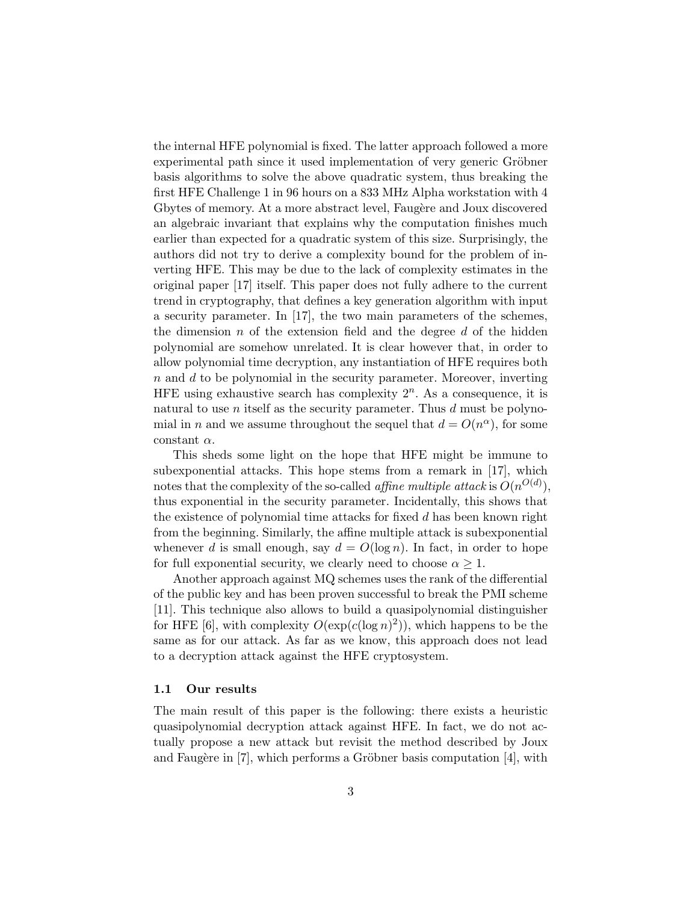the internal HFE polynomial is fixed. The latter approach followed a more experimental path since it used implementation of very generic Gröbner basis algorithms to solve the above quadratic system, thus breaking the first HFE Challenge 1 in 96 hours on a 833 MHz Alpha workstation with 4 Gbytes of memory. At a more abstract level, Faugère and Joux discovered an algebraic invariant that explains why the computation finishes much earlier than expected for a quadratic system of this size. Surprisingly, the authors did not try to derive a complexity bound for the problem of inverting HFE. This may be due to the lack of complexity estimates in the original paper [17] itself. This paper does not fully adhere to the current trend in cryptography, that defines a key generation algorithm with input a security parameter. In [17], the two main parameters of the schemes, the dimension $n$ of the extension field and the degree $d$ of the hidden polynomial are somehow unrelated. It is clear however that, in order to allow polynomial time decryption, any instantiation of HFE requires both $n$ and $d$ to be polynomial in the security parameter. Moreover, inverting HFE using exhaustive search has complexity $2^n$. As a consequence, it is natural to use $n$ itself as the security parameter. Thus $d$ must be polynomial in $n$ and we assume throughout the sequel that $d = O(n^\alpha)$, for some constant $\alpha$.

This sheds some light on the hope that HFE might be immune to subexponential attacks. This hope stems from a remark in [17], which notes that the complexity of the so-called *affine multiple attack* is $O(n^{O(d)})$, thus exponential in the security parameter. Incidentally, this shows that the existence of polynomial time attacks for fixed $d$ has been known right from the beginning. Similarly, the affine multiple attack is subexponential whenever $d$ is small enough, say $d = O(\log n)$. In fact, in order to hope for full exponential security, we clearly need to choose $\alpha \geq 1$.

Another approach against MQ schemes uses the rank of the differential of the public key and has been proven successful to break the PMI scheme [11]. This technique also allows to build a quasipolynomial distinguisher for HFE [6], with complexity $O(\exp(c(\log n)^2))$, which happens to be the same as for our attack. As far as we know, this approach does not lead to a decryption attack against the HFE cryptosystem.

### 1.1 Our results

The main result of this paper is the following: there exists a heuristic quasipolynomial decryption attack against HFE. In fact, we do not actually propose a new attack but revisit the method described by Joux and Faugère in [7], which performs a Gröbner basis computation [4], with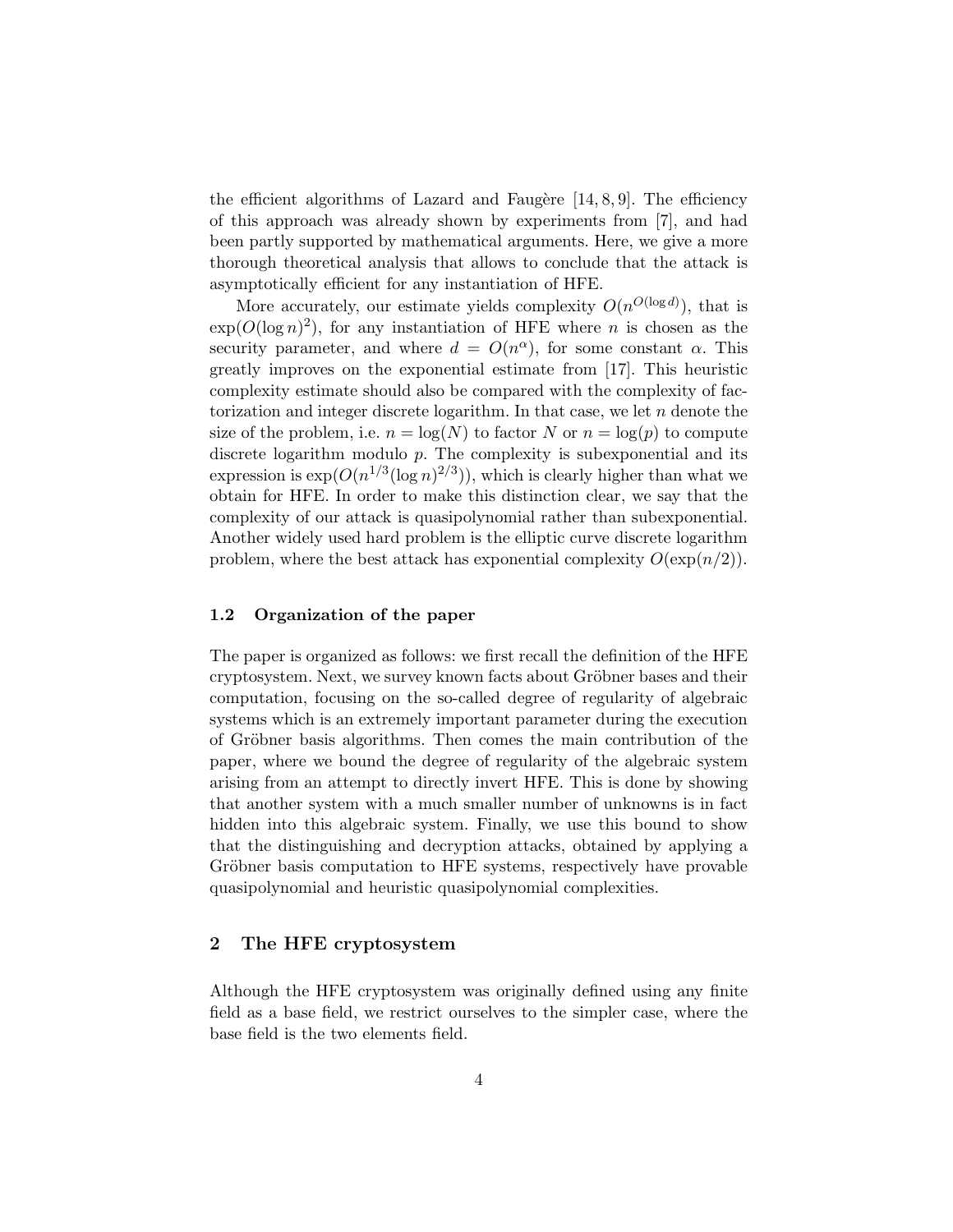the efficient algorithms of Lazard and Faugère [14, 8, 9]. The efficiency of this approach was already shown by experiments from [7], and had been partly supported by mathematical arguments. Here, we give a more thorough theoretical analysis that allows to conclude that the attack is asymptotically efficient for any instantiation of HFE.

More accurately, our estimate yields complexity $O(n^{O(\log d)})$, that is $\exp(O(\log n)^2)$, for any instantiation of HFE where $n$ is chosen as the security parameter, and where $d = O(n^\alpha)$, for some constant $\alpha$. This greatly improves on the exponential estimate from [17]. This heuristic complexity estimate should also be compared with the complexity of factorization and integer discrete logarithm. In that case, we let $n$ denote the size of the problem, i.e. $n = \log(N)$ to factor $N$ or $n = \log(p)$ to compute discrete logarithm modulo $p$. The complexity is subexponential and its expression is $\exp(O(n^{1/3}(\log n)^{2/3}))$, which is clearly higher than what we obtain for HFE. In order to make this distinction clear, we say that the complexity of our attack is quasipolynomial rather than subexponential. Another widely used hard problem is the elliptic curve discrete logarithm problem, where the best attack has exponential complexity $O(\exp(n/2))$.

### 1.2 Organization of the paper

The paper is organized as follows: we first recall the definition of the HFE cryptosystem. Next, we survey known facts about Gröbner bases and their computation, focusing on the so-called degree of regularity of algebraic systems which is an extremely important parameter during the execution of Gröbner basis algorithms. Then comes the main contribution of the paper, where we bound the degree of regularity of the algebraic system arising from an attempt to directly invert HFE. This is done by showing that another system with a much smaller number of unknowns is in fact hidden into this algebraic system. Finally, we use this bound to show that the distinguishing and decryption attacks, obtained by applying a Gröbner basis computation to HFE systems, respectively have provable quasipolynomial and heuristic quasipolynomial complexities.

## 2 The HFE cryptosystem

Although the HFE cryptosystem was originally defined using any finite field as a base field, we restrict ourselves to the simpler case, where the base field is the two elements field.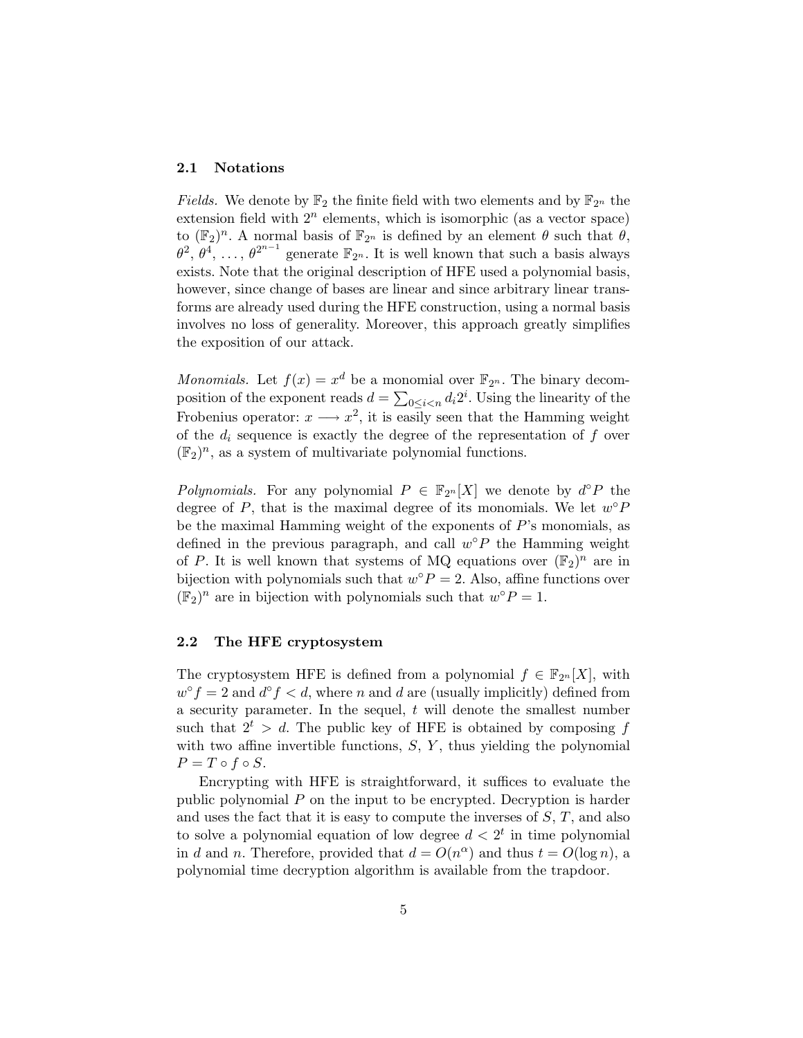### 2.1 Notations

*Fields.* We denote by $\mathbb{F}_2$ the finite field with two elements and by $\mathbb{F}_{2^n}$ the extension field with $2^n$ elements, which is isomorphic (as a vector space) to $(\mathbb{F}_2)^n$. A normal basis of $\mathbb{F}_{2^n}$ is defined by an element $\theta$ such that $\theta$, $\theta^2$, $\theta^4$, $\ldots$, $\theta^{2^{n-1}}$ generate $\mathbb{F}_{2^n}$. It is well known that such a basis always exists. Note that the original description of HFE used a polynomial basis, however, since change of bases are linear and since arbitrary linear transforms are already used during the HFE construction, using a normal basis involves no loss of generality. Moreover, this approach greatly simplifies the exposition of our attack.

*Monomials.* Let $f(x) = x^d$ be a monomial over $\mathbb{F}_{2^n}$. The binary decomposition of the exponent reads $d = \sum_{0 \leq i < n} d_i 2^i$. Using the linearity of the Frobenius operator: $x \longrightarrow x^2$, it is easily seen that the Hamming weight of the $d_i$ sequence is exactly the degree of the representation of $f$ over $(\mathbb{F}_2)^n$, as a system of multivariate polynomial functions.

*Polynomials.* For any polynomial $P \in \mathbb{F}_{2^n}[X]$ we denote by $d^\circ P$ the degree of $P$, that is the maximal degree of its monomials. We let $w^\circ P$ be the maximal Hamming weight of the exponents of $P$'s monomials, as defined in the previous paragraph, and call $w^\circ P$ the Hamming weight of $P$. It is well known that systems of MQ equations over $(\mathbb{F}_2)^n$ are in bijection with polynomials such that $w^\circ P = 2$. Also, affine functions over $(\mathbb{F}_2)^n$ are in bijection with polynomials such that $w^\circ P = 1$.

### 2.2 The HFE cryptosystem

The cryptosystem HFE is defined from a polynomial $f \in \mathbb{F}_{2^n}[X]$, with $w^\circ f = 2$ and $d^\circ f < d$, where $n$ and $d$ are (usually implicitly) defined from a security parameter. In the sequel, $t$ will denote the smallest number such that $2^t > d$. The public key of HFE is obtained by composing $f$ with two affine invertible functions, $S$, $Y$, thus yielding the polynomial $P = T \circ f \circ S$.

Encrypting with HFE is straightforward, it suffices to evaluate the public polynomial $P$ on the input to be encrypted. Decryption is harder and uses the fact that it is easy to compute the inverses of $S$, $T$, and also to solve a polynomial equation of low degree $d < 2^t$ in time polynomial in $d$ and $n$. Therefore, provided that $d = O(n^\alpha)$ and thus $t = O(\log n)$, a polynomial time decryption algorithm is available from the trapdoor.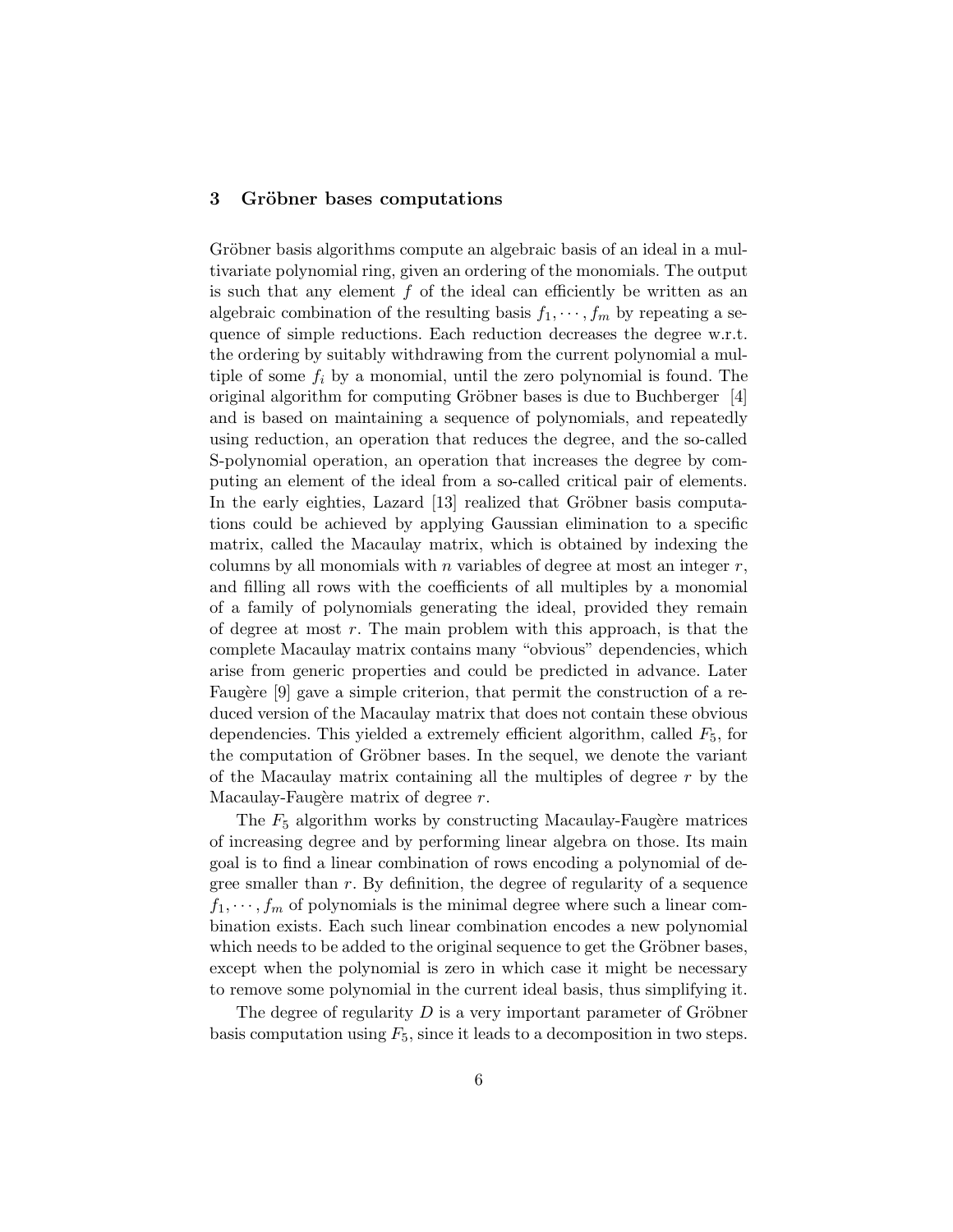## 3 Gröbner bases computations

Gröbner basis algorithms compute an algebraic basis of an ideal in a multivariate polynomial ring, given an ordering of the monomials. The output is such that any element $f$ of the ideal can efficiently be written as an algebraic combination of the resulting basis $f_1, \cdots, f_m$ by repeating a sequence of simple reductions. Each reduction decreases the degree w.r.t. the ordering by suitably withdrawing from the current polynomial a multiple of some $f_i$ by a monomial, until the zero polynomial is found. The original algorithm for computing Gröbner bases is due to Buchberger [4] and is based on maintaining a sequence of polynomials, and repeatedly using reduction, an operation that reduces the degree, and the so-called S-polynomial operation, an operation that increases the degree by computing an element of the ideal from a so-called critical pair of elements. In the early eighties, Lazard [13] realized that Gröbner basis computations could be achieved by applying Gaussian elimination to a specific matrix, called the Macaulay matrix, which is obtained by indexing the columns by all monomials with $n$ variables of degree at most an integer $r$, and filling all rows with the coefficients of all multiples by a monomial of a family of polynomials generating the ideal, provided they remain of degree at most $r$. The main problem with this approach, is that the complete Macaulay matrix contains many "obvious" dependencies, which arise from generic properties and could be predicted in advance. Later Faugère [9] gave a simple criterion, that permit the construction of a reduced version of the Macaulay matrix that does not contain these obvious dependencies. This yielded a extremely efficient algorithm, called $F_5$, for the computation of Gröbner bases. In the sequel, we denote the variant of the Macaulay matrix containing all the multiples of degree $r$ by the Macaulay-Faugère matrix of degree $r$.

The $F_5$ algorithm works by constructing Macaulay-Faugère matrices of increasing degree and by performing linear algebra on those. Its main goal is to find a linear combination of rows encoding a polynomial of degree smaller than $r$. By definition, the degree of regularity of a sequence $f_1, \cdots, f_m$ of polynomials is the minimal degree where such a linear combination exists. Each such linear combination encodes a new polynomial which needs to be added to the original sequence to get the Gröbner bases, except when the polynomial is zero in which case it might be necessary to remove some polynomial in the current ideal basis, thus simplifying it.

The degree of regularity $D$ is a very important parameter of Gröbner basis computation using $F_5$, since it leads to a decomposition in two steps.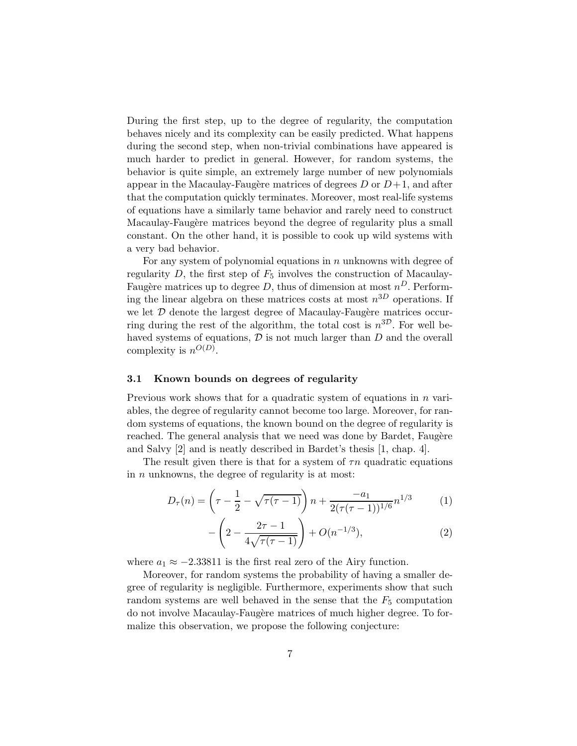During the first step, up to the degree of regularity, the computation behaves nicely and its complexity can be easily predicted. What happens during the second step, when non-trivial combinations have appeared is much harder to predict in general. However, for random systems, the behavior is quite simple, an extremely large number of new polynomials appear in the Macaulay-Faugère matrices of degrees $D$ or $D+1$, and after that the computation quickly terminates. Moreover, most real-life systems of equations have a similarly tame behavior and rarely need to construct Macaulay-Faugère matrices beyond the degree of regularity plus a small constant. On the other hand, it is possible to cook up wild systems with a very bad behavior.

For any system of polynomial equations in $n$ unknowns with degree of regularity $D$, the first step of $F_5$ involves the construction of Macaulay-Faugère matrices up to degree $D$, thus of dimension at most $n^D$. Performing the linear algebra on these matrices costs at most $n^{3D}$ operations. If we let $\mathcal{D}$ denote the largest degree of Macaulay-Faugère matrices occurring during the rest of the algorithm, the total cost is $n^{3\mathcal{D}}$. For well behaved systems of equations, $\mathcal{D}$ is not much larger than $D$ and the overall complexity is $n^{O(D)}$.

### 3.1 Known bounds on degrees of regularity

Previous work shows that for a quadratic system of equations in $n$ variables, the degree of regularity cannot become too large. Moreover, for random systems of equations, the known bound on the degree of regularity is reached. The general analysis that we need was done by Bardet, Faugère and Salvy [2] and is neatly described in Bardet's thesis [1, chap. 4].

The result given there is that for a system of $\tau n$ quadratic equations in $n$ unknowns, the degree of regularity is at most:

$$D_\tau(n) = \left(\tau - \frac{1}{2} - \sqrt{\tau(\tau-1)}\right) n + \frac{-a_1}{2(\tau(\tau-1))^{1/6}} n^{1/3} \tag{1}$$

$$- \left(2 - \frac{2\tau - 1}{4\sqrt{\tau(\tau-1)}}\right) + O(n^{-1/3}), \tag{2}$$

where $a_1 \approx -2.33811$ is the first real zero of the Airy function.

Moreover, for random systems the probability of having a smaller degree of regularity is negligible. Furthermore, experiments show that such random systems are well behaved in the sense that the $F_5$ computation do not involve Macaulay-Faugère matrices of much higher degree. To formalize this observation, we propose the following conjecture: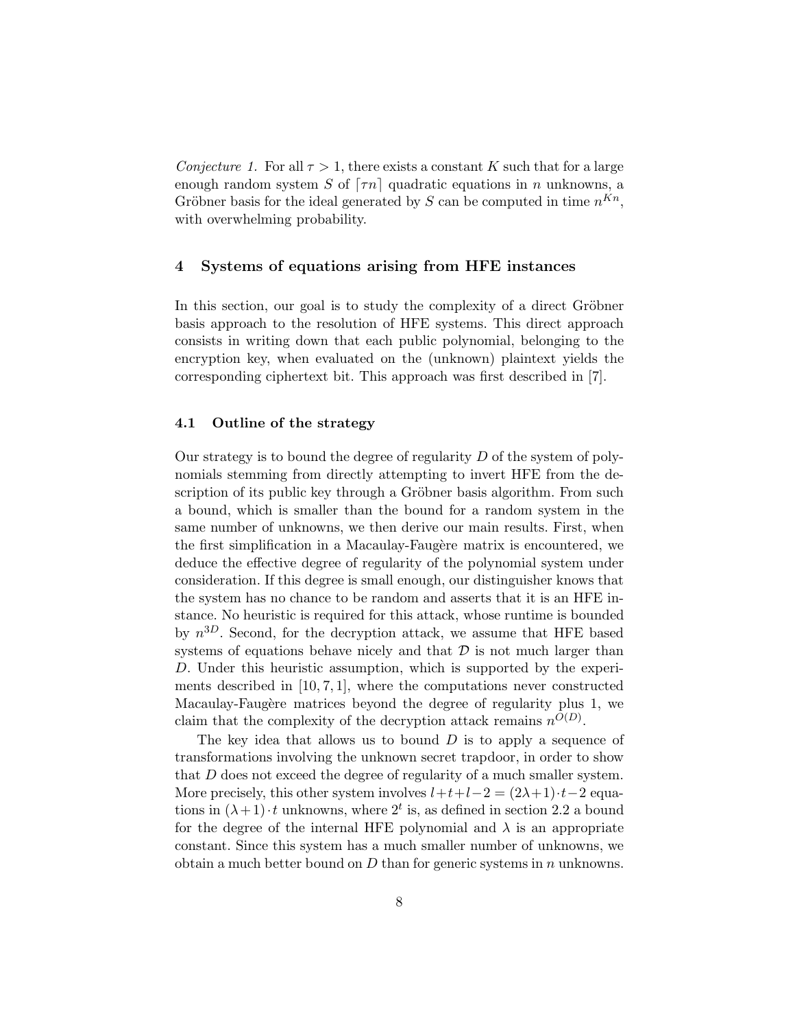*Conjecture 1.* For all $\tau > 1$, there exists a constant $K$ such that for a large enough random system $S$ of $\lceil \tau n \rceil$ quadratic equations in $n$ unknowns, a Gröbner basis for the ideal generated by $S$ can be computed in time $n^{Kn}$, with overwhelming probability.

## 4 Systems of equations arising from HFE instances

In this section, our goal is to study the complexity of a direct Gröbner basis approach to the resolution of HFE systems. This direct approach consists in writing down that each public polynomial, belonging to the encryption key, when evaluated on the (unknown) plaintext yields the corresponding ciphertext bit. This approach was first described in [7].

### 4.1 Outline of the strategy

Our strategy is to bound the degree of regularity $D$ of the system of polynomials stemming from directly attempting to invert HFE from the description of its public key through a Gröbner basis algorithm. From such a bound, which is smaller than the bound for a random system in the same number of unknowns, we then derive our main results. First, when the first simplification in a Macaulay-Faugère matrix is encountered, we deduce the effective degree of regularity of the polynomial system under consideration. If this degree is small enough, our distinguisher knows that the system has no chance to be random and asserts that it is an HFE instance. No heuristic is required for this attack, whose runtime is bounded by $n^{3D}$. Second, for the decryption attack, we assume that HFE based systems of equations behave nicely and that $\mathcal{D}$ is not much larger than $D$. Under this heuristic assumption, which is supported by the experiments described in [10, 7, 1], where the computations never constructed Macaulay-Faugère matrices beyond the degree of regularity plus 1, we claim that the complexity of the decryption attack remains $n^{O(D)}$.

The key idea that allows us to bound $D$ is to apply a sequence of transformations involving the unknown secret trapdoor, in order to show that $D$ does not exceed the degree of regularity of a much smaller system. More precisely, this other system involves $l+t+l-2 = (2\lambda+1)\cdot t-2$ equations in $(\lambda+1)\cdot t$ unknowns, where $2^t$ is, as defined in section 2.2 a bound for the degree of the internal HFE polynomial and $\lambda$ is an appropriate constant. Since this system has a much smaller number of unknowns, we obtain a much better bound on $D$ than for generic systems in $n$ unknowns.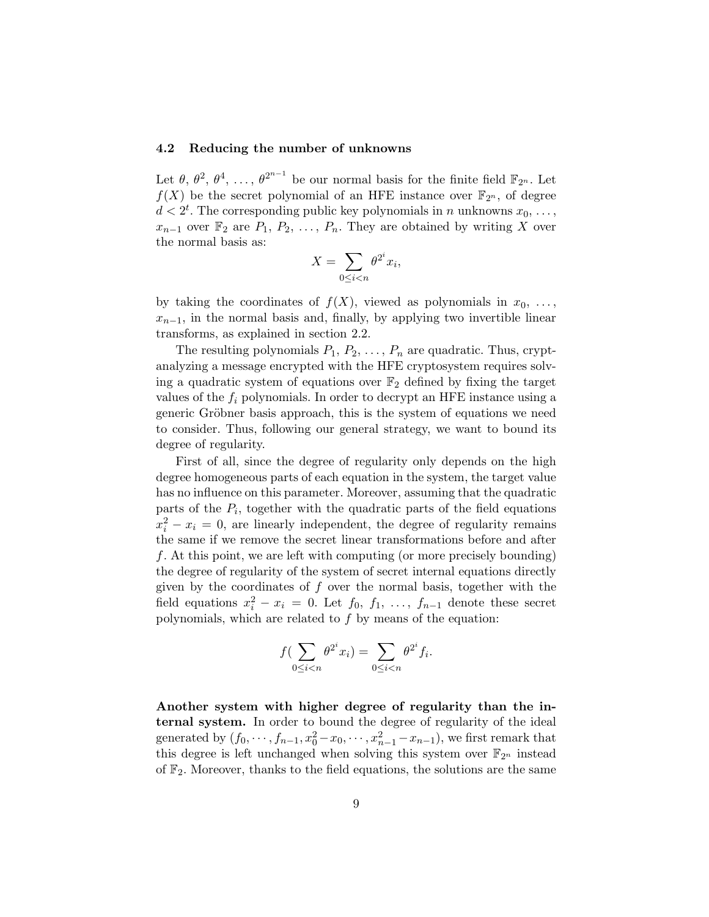### 4.2 Reducing the number of unknowns

Let $\theta$, $\theta^2$, $\theta^4$, ..., $\theta^{2^{n-1}}$ be our normal basis for the finite field $\mathbb{F}_{2^n}$. Let $f(X)$ be the secret polynomial of an HFE instance over $\mathbb{F}_{2^n}$, of degree $d < 2^t$. The corresponding public key polynomials in $n$ unknowns $x_0$, ..., $x_{n-1}$ over $\mathbb{F}_2$ are $P_1$, $P_2$, ..., $P_n$. They are obtained by writing $X$ over the normal basis as:

$$X = \sum_{0 \leq i < n} \theta^{2^i} x_i,$$

by taking the coordinates of $f(X)$, viewed as polynomials in $x_0$, ..., $x_{n-1}$, in the normal basis and, finally, by applying two invertible linear transforms, as explained in section 2.2.

The resulting polynomials $P_1$, $P_2$, ..., $P_n$ are quadratic. Thus, cryptanalyzing a message encrypted with the HFE cryptosystem requires solving a quadratic system of equations over $\mathbb{F}_2$ defined by fixing the target values of the $f_i$ polynomials. In order to decrypt an HFE instance using a generic Gröbner basis approach, this is the system of equations we need to consider. Thus, following our general strategy, we want to bound its degree of regularity.

First of all, since the degree of regularity only depends on the high degree homogeneous parts of each equation in the system, the target value has no influence on this parameter. Moreover, assuming that the quadratic parts of the $P_i$, together with the quadratic parts of the field equations $x_i^2 - x_i = 0$, are linearly independent, the degree of regularity remains the same if we remove the secret linear transformations before and after $f$. At this point, we are left with computing (or more precisely bounding) the degree of regularity of the system of secret internal equations directly given by the coordinates of $f$ over the normal basis, together with the field equations $x_i^2 - x_i = 0$. Let $f_0$, $f_1$, ..., $f_{n-1}$ denote these secret polynomials, which are related to $f$ by means of the equation:

$$f(\sum_{0 \leq i < n} \theta^{2^i} x_i) = \sum_{0 \leq i < n} \theta^{2^i} f_i.$$

**Another system with higher degree of regularity than the internal system.** In order to bound the degree of regularity of the ideal generated by $(f_0, \cdots, f_{n-1}, x_0^2 - x_0, \cdots, x_{n-1}^2 - x_{n-1})$, we first remark that this degree is left unchanged when solving this system over $\mathbb{F}_{2^n}$ instead of $\mathbb{F}_2$. Moreover, thanks to the field equations, the solutions are the same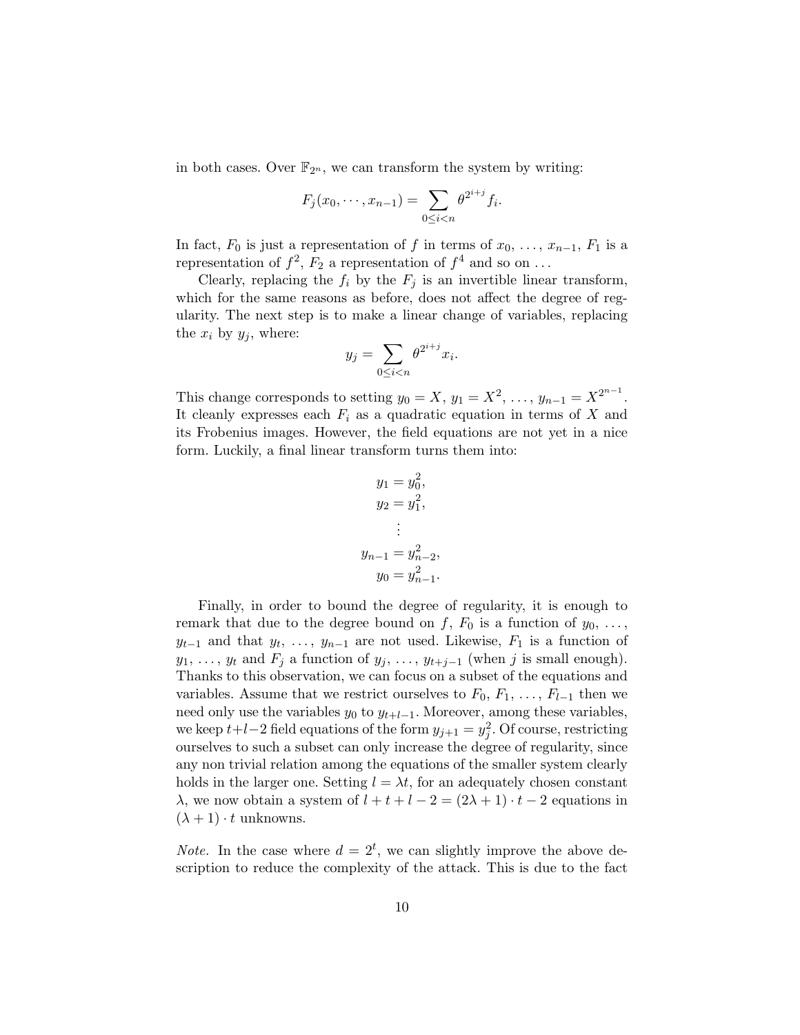in both cases. Over $\mathbb{F}_{2^n}$, we can transform the system by writing:

$$F_j(x_0, \cdots, x_{n-1}) = \sum_{0 \le i < n} \theta^{2^{i+j}} f_i.$$

In fact, $F_0$ is just a representation of $f$ in terms of $x_0, \ldots, x_{n-1}$, $F_1$ is a representation of $f^2$, $F_2$ a representation of $f^4$ and so on ...

Clearly, replacing the $f_i$ by the $F_j$ is an invertible linear transform, which for the same reasons as before, does not affect the degree of regularity. The next step is to make a linear change of variables, replacing the $x_i$ by $y_j$, where:

$$y_j = \sum_{0 \le i < n} \theta^{2^{i+j}} x_i.$$

This change corresponds to setting $y_0 = X$, $y_1 = X^2$, ..., $y_{n-1} = X^{2^{n-1}}$. It cleanly expresses each $F_i$ as a quadratic equation in terms of $X$ and its Frobenius images. However, the field equations are not yet in a nice form. Luckily, a final linear transform turns them into:

$$\begin{aligned}
y_1 &= y_0^2, \\
y_2 &= y_1^2, \\
&\vdots \\
y_{n-1} &= y_{n-2}^2, \\
y_0 &= y_{n-1}^2.
\end{aligned}$$

Finally, in order to bound the degree of regularity, it is enough to remark that due to the degree bound on $f$, $F_0$ is a function of $y_0$, ..., $y_{t-1}$ and that $y_t$, ..., $y_{n-1}$ are not used. Likewise, $F_1$ is a function of $y_1$, ..., $y_t$ and $F_j$ a function of $y_j$, ..., $y_{t+j-1}$ (when $j$ is small enough). Thanks to this observation, we can focus on a subset of the equations and variables. Assume that we restrict ourselves to $F_0$, $F_1$, ..., $F_{l-1}$ then we need only use the variables $y_0$ to $y_{t+l-1}$. Moreover, among these variables, we keep $t+l-2$ field equations of the form $y_{j+1} = y_j^2$. Of course, restricting ourselves to such a subset can only increase the degree of regularity, since any non trivial relation among the equations of the smaller system clearly holds in the larger one. Setting $l = \lambda t$, for an adequately chosen constant $\lambda$, we now obtain a system of $l + t + l - 2 = (2\lambda + 1) \cdot t - 2$ equations in $(\lambda + 1) \cdot t$ unknowns.

*Note.* In the case where $d = 2^t$, we can slightly improve the above description to reduce the complexity of the attack. This is due to the fact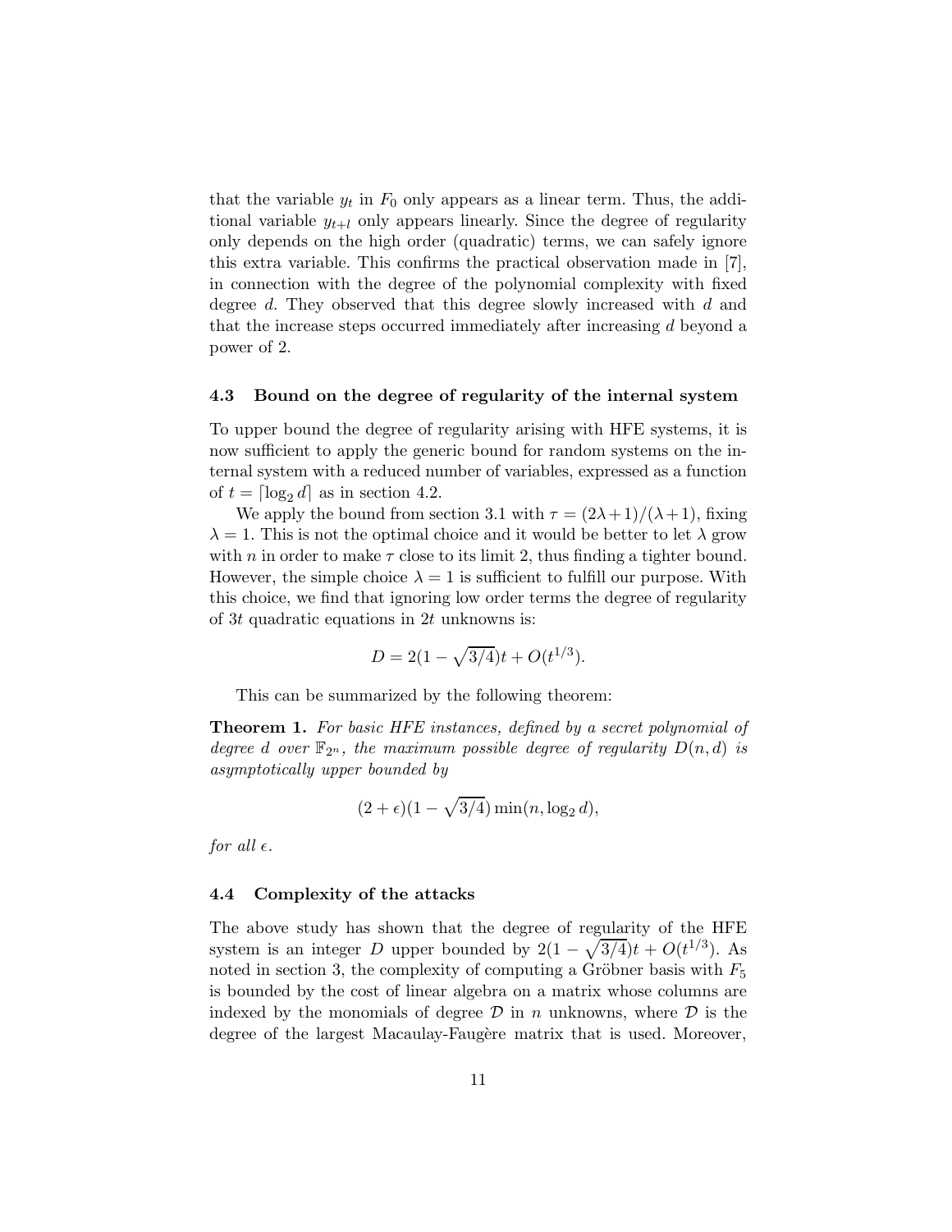that the variable $y_t$ in $F_0$ only appears as a linear term. Thus, the additional variable $y_{t+l}$ only appears linearly. Since the degree of regularity only depends on the high order (quadratic) terms, we can safely ignore this extra variable. This confirms the practical observation made in [7], in connection with the degree of the polynomial complexity with fixed degree $d$. They observed that this degree slowly increased with $d$ and that the increase steps occurred immediately after increasing $d$ beyond a power of 2.

### 4.3 Bound on the degree of regularity of the internal system

To upper bound the degree of regularity arising with HFE systems, it is now sufficient to apply the generic bound for random systems on the internal system with a reduced number of variables, expressed as a function of $t = \lceil \log_2 d \rceil$ as in section 4.2.

We apply the bound from section 3.1 with $\tau = (2\lambda+1)/(\lambda+1)$, fixing $\lambda = 1$. This is not the optimal choice and it would be better to let $\lambda$ grow with $n$ in order to make $\tau$ close to its limit 2, thus finding a tighter bound. However, the simple choice $\lambda = 1$ is sufficient to fulfill our purpose. With this choice, we find that ignoring low order terms the degree of regularity of $3t$ quadratic equations in $2t$ unknowns is:

$$D = 2(1 - \sqrt{3/4})t + O(t^{1/3}).$$

This can be summarized by the following theorem:

**Theorem 1.** *For basic HFE instances, defined by a secret polynomial of degree $d$ over $\mathbb{F}_{2^n}$, the maximum possible degree of regularity $D(n,d)$ is asymptotically upper bounded by*

$$(2 + \epsilon)(1 - \sqrt{3/4}) \min(n, \log_2 d),$$

*for all $\epsilon$.*

### 4.4 Complexity of the attacks

The above study has shown that the degree of regularity of the HFE system is an integer $D$ upper bounded by $2(1 - \sqrt{3/4})t + O(t^{1/3})$. As noted in section 3, the complexity of computing a Gröbner basis with $F_5$ is bounded by the cost of linear algebra on a matrix whose columns are indexed by the monomials of degree $\mathcal{D}$ in $n$ unknowns, where $\mathcal{D}$ is the degree of the largest Macaulay-Faugère matrix that is used. Moreover,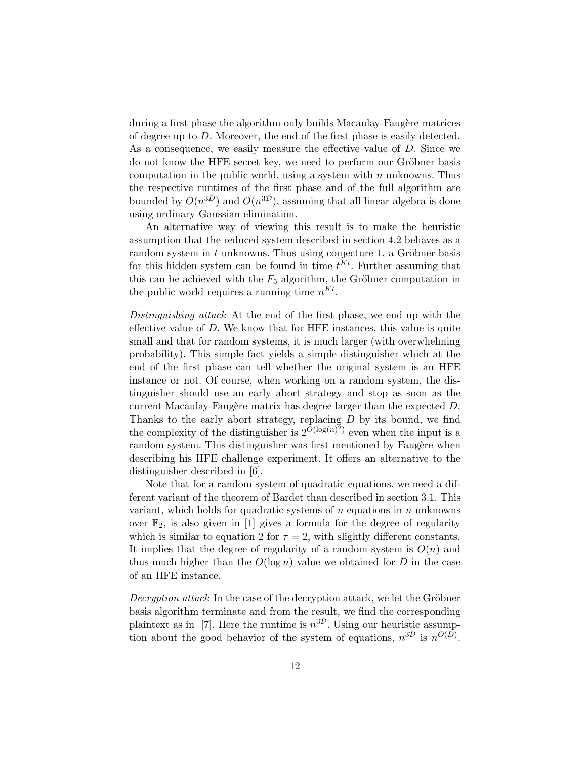during a first phase the algorithm only builds Macaulay-Faugère matrices of degree up to $D$. Moreover, the end of the first phase is easily detected. As a consequence, we easily measure the effective value of $D$. Since we do not know the HFE secret key, we need to perform our Gröbner basis computation in the public world, using a system with $n$ unknowns. Thus the respective runtimes of the first phase and of the full algorithm are bounded by $O(n^{3D})$ and $O(n^{3\mathcal{D}})$, assuming that all linear algebra is done using ordinary Gaussian elimination.

An alternative way of viewing this result is to make the heuristic assumption that the reduced system described in section 4.2 behaves as a random system in $t$ unknowns. Thus using conjecture 1, a Gröbner basis for this hidden system can be found in time $t^{Kt}$. Further assuming that this can be achieved with the $F_5$ algorithm, the Gröbner computation in the public world requires a running time $n^{Kt}$.

*Distinguishing attack* At the end of the first phase, we end up with the effective value of $D$. We know that for HFE instances, this value is quite small and that for random systems, it is much larger (with overwhelming probability). This simple fact yields a simple distinguisher which at the end of the first phase can tell whether the original system is an HFE instance or not. Of course, when working on a random system, the distinguisher should use an early abort strategy and stop as soon as the current Macaulay-Faugère matrix has degree larger than the expected $D$. Thanks to the early abort strategy, replacing $D$ by its bound, we find the complexity of the distinguisher is $2^{O(\log(n)^2)}$ even when the input is a random system. This distinguisher was first mentioned by Faugère when describing his HFE challenge experiment. It offers an alternative to the distinguisher described in [6].

Note that for a random system of quadratic equations, we need a different variant of the theorem of Bardet than described in section 3.1. This variant, which holds for quadratic systems of $n$ equations in $n$ unknowns over $\mathbb{F}_2$, is also given in [1] gives a formula for the degree of regularity which is similar to equation 2 for $\tau = 2$, with slightly different constants. It implies that the degree of regularity of a random system is $O(n)$ and thus much higher than the $O(\log n)$ value we obtained for $D$ in the case of an HFE instance.

*Decryption attack* In the case of the decryption attack, we let the Gröbner basis algorithm terminate and from the result, we find the corresponding plaintext as in [7]. Here the runtime is $n^{3\mathcal{D}}$. Using our heuristic assumption about the good behavior of the system of equations, $n^{3\mathcal{D}}$ is $n^{O(D)}$.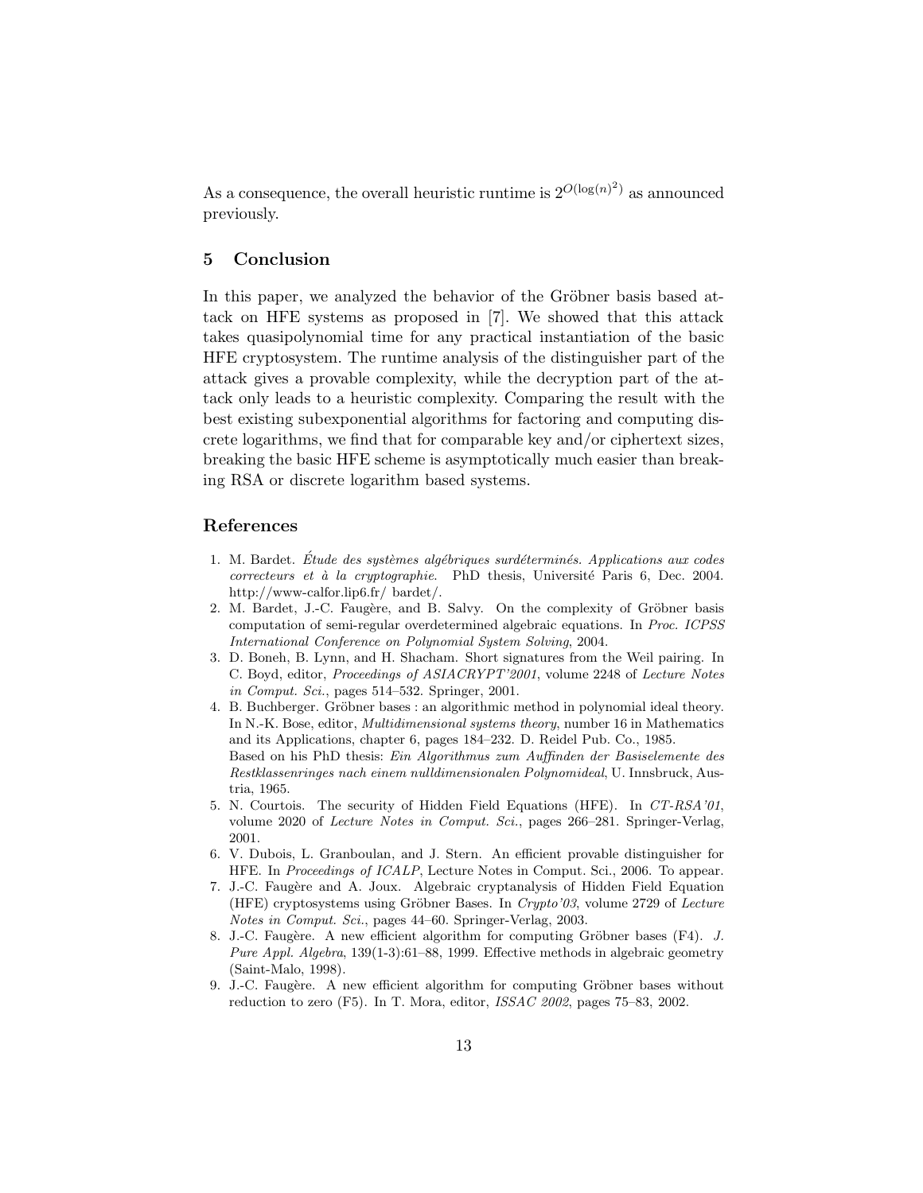As a consequence, the overall heuristic runtime is $2^{O(\log(n)^2)}$ as announced previously.

## 5 Conclusion

In this paper, we analyzed the behavior of the Gröbner basis based attack on HFE systems as proposed in [7]. We showed that this attack takes quasipolynomial time for any practical instantiation of the basic HFE cryptosystem. The runtime analysis of the distinguisher part of the attack gives a provable complexity, while the decryption part of the attack only leads to a heuristic complexity. Comparing the result with the best existing subexponential algorithms for factoring and computing discrete logarithms, we find that for comparable key and/or ciphertext sizes, breaking the basic HFE scheme is asymptotically much easier than breaking RSA or discrete logarithm based systems.

## References

1. M. Bardet. *Étude des systèmes algébriques surdéterminés. Applications aux codes correcteurs et à la cryptographie.* PhD thesis, Université Paris 6, Dec. 2004. http://www-calfor.lip6.fr/ bardet/.
2. M. Bardet, J.-C. Faugère, and B. Salvy. On the complexity of Gröbner basis computation of semi-regular overdetermined algebraic equations. In *Proc. ICPSS International Conference on Polynomial System Solving*, 2004.
3. D. Boneh, B. Lynn, and H. Shacham. Short signatures from the Weil pairing. In C. Boyd, editor, *Proceedings of ASIACRYPT'2001*, volume 2248 of *Lecture Notes in Comput. Sci.*, pages 514–532. Springer, 2001.
4. B. Buchberger. Gröbner bases : an algorithmic method in polynomial ideal theory. In N.-K. Bose, editor, *Multidimensional systems theory*, number 16 in Mathematics and its Applications, chapter 6, pages 184–232. D. Reidel Pub. Co., 1985. Based on his PhD thesis: *Ein Algorithmus zum Auffinden der Basiselemente des Restklassenringes nach einem nulldimensionalen Polynomideal*, U. Innsbruck, Austria, 1965.
5. N. Courtois. The security of Hidden Field Equations (HFE). In *CT-RSA'01*, volume 2020 of *Lecture Notes in Comput. Sci.*, pages 266–281. Springer-Verlag, 2001.
6. V. Dubois, L. Granboulan, and J. Stern. An efficient provable distinguisher for HFE. In *Proceedings of ICALP*, Lecture Notes in Comput. Sci., 2006. To appear.
7. J.-C. Faugère and A. Joux. Algebraic cryptanalysis of Hidden Field Equation (HFE) cryptosystems using Gröbner Bases. In *Crypto'03*, volume 2729 of *Lecture Notes in Comput. Sci.*, pages 44–60. Springer-Verlag, 2003.
8. J.-C. Faugère. A new efficient algorithm for computing Gröbner bases (F4). *J. Pure Appl. Algebra*, 139(1-3):61–88, 1999. Effective methods in algebraic geometry (Saint-Malo, 1998).
9. J.-C. Faugère. A new efficient algorithm for computing Gröbner bases without reduction to zero (F5). In T. Mora, editor, *ISSAC 2002*, pages 75–83, 2002.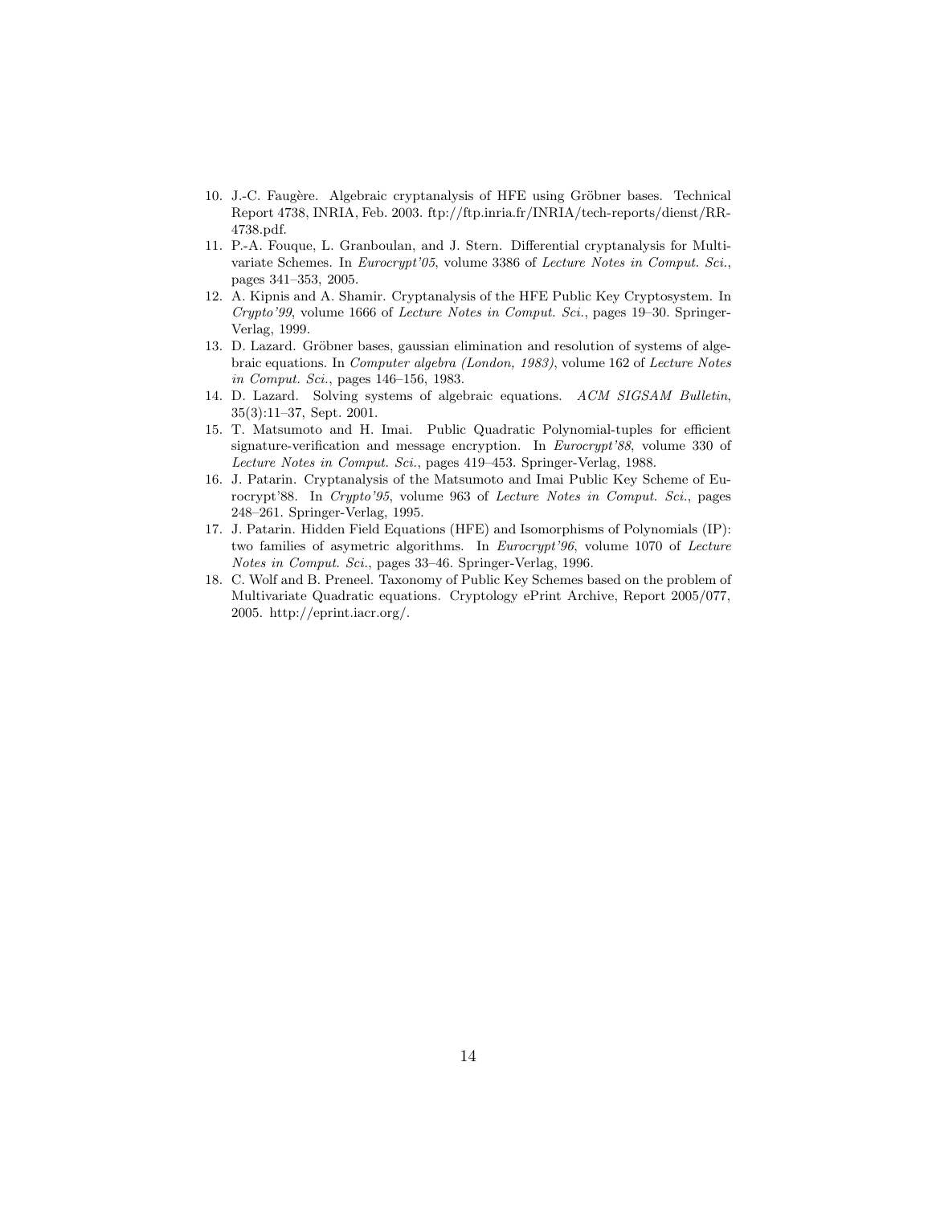10. J.-C. Faugère. Algebraic cryptanalysis of HFE using Gröbner bases. Technical Report 4738, INRIA, Feb. 2003. ftp://ftp.inria.fr/INRIA/tech-reports/dienst/RR-4738.pdf.
11. P.-A. Fouque, L. Granboulan, and J. Stern. Differential cryptanalysis for Multivariate Schemes. In *Eurocrypt'05*, volume 3386 of *Lecture Notes in Comput. Sci.*, pages 341–353, 2005.
12. A. Kipnis and A. Shamir. Cryptanalysis of the HFE Public Key Cryptosystem. In *Crypto'99*, volume 1666 of *Lecture Notes in Comput. Sci.*, pages 19–30. Springer-Verlag, 1999.
13. D. Lazard. Gröbner bases, gaussian elimination and resolution of systems of algebraic equations. In *Computer algebra (London, 1983)*, volume 162 of *Lecture Notes in Comput. Sci.*, pages 146–156, 1983.
14. D. Lazard. Solving systems of algebraic equations. *ACM SIGSAM Bulletin*, 35(3):11–37, Sept. 2001.
15. T. Matsumoto and H. Imai. Public Quadratic Polynomial-tuples for efficient signature-verification and message encryption. In *Eurocrypt'88*, volume 330 of *Lecture Notes in Comput. Sci.*, pages 419–453. Springer-Verlag, 1988.
16. J. Patarin. Cryptanalysis of the Matsumoto and Imai Public Key Scheme of Eurocrypt'88. In *Crypto'95*, volume 963 of *Lecture Notes in Comput. Sci.*, pages 248–261. Springer-Verlag, 1995.
17. J. Patarin. Hidden Field Equations (HFE) and Isomorphisms of Polynomials (IP): two families of asymetric algorithms. In *Eurocrypt'96*, volume 1070 of *Lecture Notes in Comput. Sci.*, pages 33–46. Springer-Verlag, 1996.
18. C. Wolf and B. Preneel. Taxonomy of Public Key Schemes based on the problem of Multivariate Quadratic equations. Cryptology ePrint Archive, Report 2005/077, 2005. http://eprint.iacr.org/.